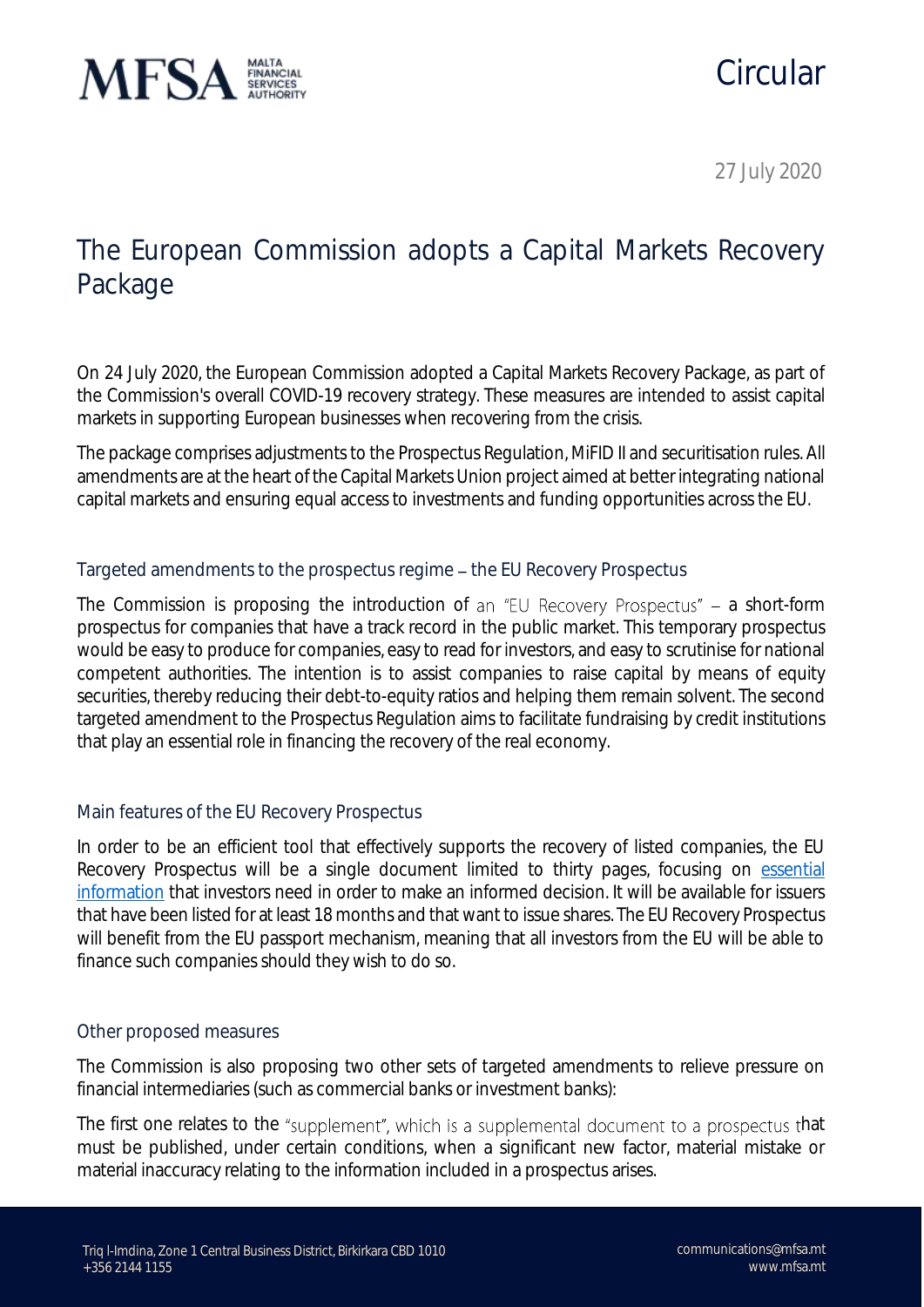# Circular

27 July 2020

## The European Commission adopts a Capital Markets Recovery Package

On 24 July 2020, the European Commission adopted a Capital Markets Recovery Package, as part of the Commission's overall COVID-19 recovery strategy. These measures are intended to assist capital markets in supporting European businesses when recovering from the crisis.

The package comprises adjustments to the Prospectus Regulation, MiFID II and securitisation rules. All amendments are at the heart of the Capital Markets Union project aimed at better integrating national capital markets and ensuring equal access to investments and funding opportunities across the EU.

### Targeted amendments to the prospectus regime – the EU Recovery Prospectus

The Commission is proposing the introduction of an "EU Recovery Prospectus" – a short-form prospectus for companies that have a track record in the public market. This temporary prospectus would be easy to produce for companies, easy to read for investors, and easy to scrutinise for national competent authorities. The intention is to assist companies to raise capital by means of equity securities, thereby reducing their debt-to-equity ratios and helping them remain solvent. The second targeted amendment to the Prospectus Regulation aims to facilitate fundraising by credit institutions that play an essential role in financing the recovery of the real economy.

### Main features of the EU Recovery Prospectus

In order to be an efficient tool that effectively supports the recovery of listed companies, the EU Recovery Prospectus will be a single document limited to thirty pages, focusing on essential information that investors need in order to make an informed decision. It will be available for issuers that have been listed for at least 18 months and that want to issue shares. The EU Recovery Prospectus will benefit from the EU passport mechanism, meaning that all investors from the EU will be able to finance such companies should they wish to do so.

### Other proposed measures

The Commission is also proposing two other sets of targeted amendments to relieve pressure on financial intermediaries (such as commercial banks or investment banks):

The first one relates to the "supplement", which is a supplemental document to a prospectus that must be published, under certain conditions, when a significant new factor, material mistake or material inaccuracy relating to the information included in a prospectus arises.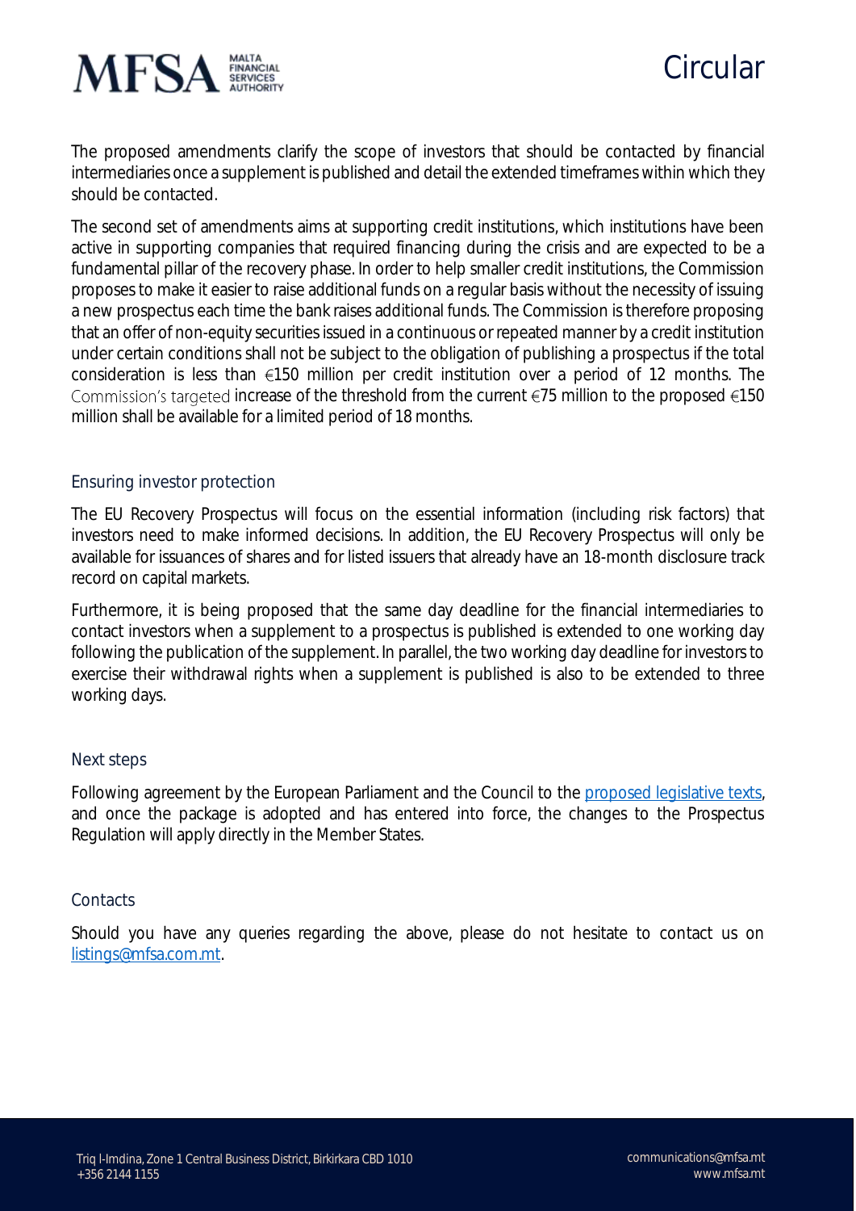The proposed amendments clarify the scope of investors that should be contacted by financial intermediaries once a supplement is published and detail the extended timeframes within which they should be contacted.

The second set of amendments aims at supporting credit institutions, which institutions have been active in supporting companies that required financing during the crisis and are expected to be a fundamental pillar of the recovery phase. In order to help smaller credit institutions, the Commission proposes to make it easier to raise additional funds on a regular basis without the necessity of issuing a new prospectus each time the bank raises additional funds. The Commission is therefore proposing that an offer of non-equity securities issued in a continuous or repeated manner by a credit institution under certain conditions shall not be subject to the obligation of publishing a prospectus if the total consideration is less than €150 million per credit institution over a period of 12 months. The Commission's targeted increase of the threshold from the current €75 million to the proposed €150 million shall be available for a limited period of 18 months.

## Ensuring investor protection

The EU Recovery Prospectus will focus on the essential information (including risk factors) that investors need to make informed decisions. In addition, the EU Recovery Prospectus will only be available for issuances of shares and for listed issuers that already have an 18-month disclosure track record on capital markets.

Furthermore, it is being proposed that the same day deadline for the financial intermediaries to contact investors when a supplement to a prospectus is published is extended to one working day following the publication of the supplement. In parallel, the two working day deadline for investors to exercise their withdrawal rights when a supplement is published is also to be extended to three working days.

## Next steps

Following agreement by the European Parliament and the Council to the [proposed legislative texts](), and once the package is adopted and has entered into force, the changes to the Prospectus Regulation will apply directly in the Member States.

## Contacts

Should you have any queries regarding the above, please do not hesitate to contact us on [listings@mfsa.com.mt]().